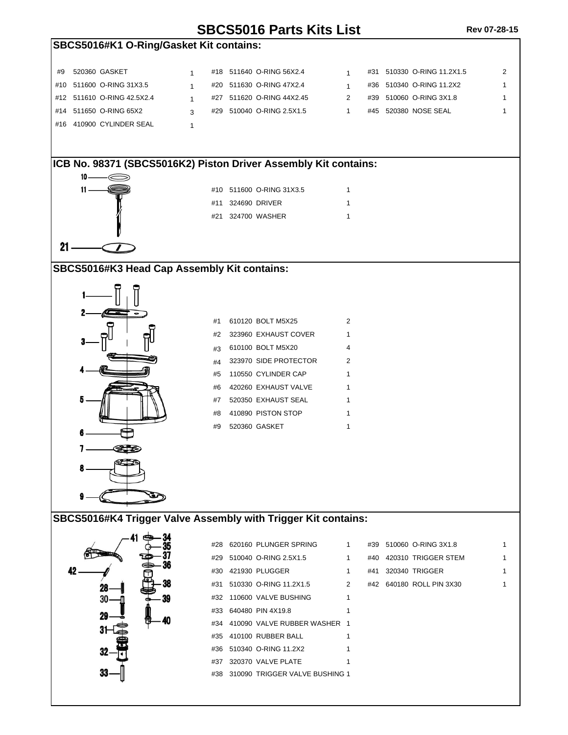# SBCS5016 Parts Kits List

Rev 07-28-15

## SBCS5016#K1 O-Ring/Gasket Kit contains:

| # | Part No. | Description | Qty |
|---|---|---|---|
| #9 | 520360 | GASKET | 1 |
| #10 | 511600 | O-RING 31X3.5 | 1 |
| #12 | 511610 | O-RING 42.5X2.4 | 1 |
| #14 | 511650 | O-RING 65X2 | 3 |
| #16 | 410900 | CYLINDER SEAL | 1 |
| #18 | 511640 | O-RING 56X2.4 | 1 |
| #20 | 511630 | O-RING 47X2.4 | 1 |
| #27 | 511620 | O-RING 44X2.45 | 2 |
| #29 | 510040 | O-RING 2.5X1.5 | 1 |
| #31 | 510330 | O-RING 11.2X1.5 | 2 |
| #36 | 510340 | O-RING 11.2X2 | 1 |
| #39 | 510060 | O-RING 3X1.8 | 1 |
| #45 | 520380 | NOSE SEAL | 1 |

## ICB No. 98371 (SBCS5016K2) Piston Driver Assembly Kit contains:

| # | Part No. | Description | Qty |
|---|---|---|---|
| #10 | 511600 | O-RING 31X3.5 | 1 |
| #11 | 324690 | DRIVER | 1 |
| #21 | 324700 | WASHER | 1 |

## SBCS5016#K3 Head Cap Assembly Kit contains:

| # | Part No. | Description | Qty |
|---|---|---|---|
| #1 | 610120 | BOLT M5X25 | 2 |
| #2 | 323960 | EXHAUST COVER | 1 |
| #3 | 610100 | BOLT M5X20 | 4 |
| #4 | 323970 | SIDE PROTECTOR | 2 |
| #5 | 110550 | CYLINDER CAP | 1 |
| #6 | 420260 | EXHAUST VALVE | 1 |
| #7 | 520350 | EXHAUST SEAL | 1 |
| #8 | 410890 | PISTON STOP | 1 |
| #9 | 520360 | GASKET | 1 |

## SBCS5016#K4 Trigger Valve Assembly with Trigger Kit contains:

| # | Part No. | Description | Qty |
|---|---|---|---|
| #28 | 620160 | PLUNGER SPRING | 1 |
| #29 | 510040 | O-RING 2.5X1.5 | 1 |
| #30 | 421930 | PLUGGER | 1 |
| #31 | 510330 | O-RING 11.2X1.5 | 2 |
| #32 | 110600 | VALVE BUSHING | 1 |
| #33 | 640480 | PIN 4X19.8 | 1 |
| #34 | 410090 | VALVE RUBBER WASHER | 1 |
| #35 | 410100 | RUBBER BALL | 1 |
| #36 | 510340 | O-RING 11.2X2 | 1 |
| #37 | 320370 | VALVE PLATE | 1 |
| #38 | 310090 | TRIGGER VALVE BUSHING | 1 |
| #39 | 510060 | O-RING 3X1.8 | 1 |
| #40 | 420310 | TRIGGER STEM | 1 |
| #41 | 320340 | TRIGGER | 1 |
| #42 | 640180 | ROLL PIN 3X30 | 1 |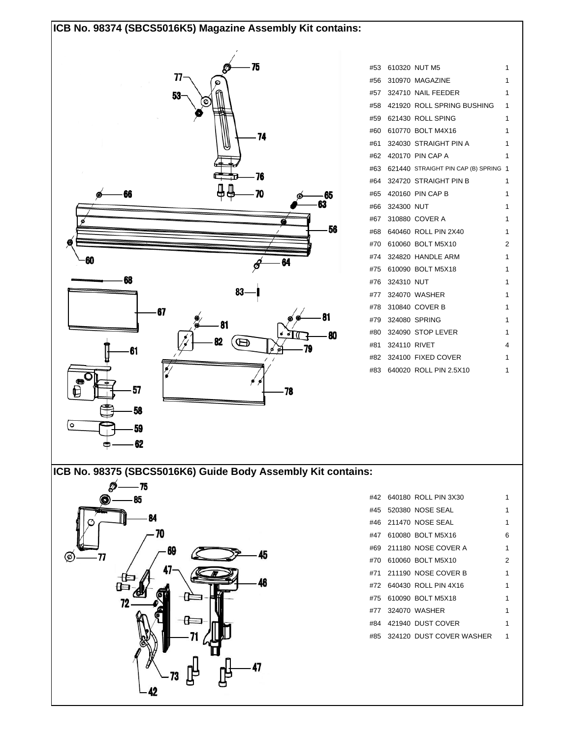## ICB No. 98374 (SBCS5016K5) Magazine Assembly Kit contains:

| # | Part No. | Description | Qty |
|---|---|---|---|
| #53 | 610320 | NUT M5 | 1 |
| #56 | 310970 | MAGAZINE | 1 |
| #57 | 324710 | NAIL FEEDER | 1 |
| #58 | 421920 | ROLL SPRING BUSHING | 1 |
| #59 | 621430 | ROLL SPING | 1 |
| #60 | 610770 | BOLT M4X16 | 1 |
| #61 | 324030 | STRAIGHT PIN A | 1 |
| #62 | 420170 | PIN CAP A | 1 |
| #63 | 621440 | STRAIGHT PIN CAP (B) SPRING | 1 |
| #64 | 324720 | STRAIGHT PIN B | 1 |
| #65 | 420160 | PIN CAP B | 1 |
| #66 | 324300 | NUT | 1 |
| #67 | 310880 | COVER A | 1 |
| #68 | 640460 | ROLL PIN 2X40 | 1 |
| #70 | 610060 | BOLT M5X10 | 2 |
| #74 | 324820 | HANDLE ARM | 1 |
| #75 | 610090 | BOLT M5X18 | 1 |
| #76 | 324310 | NUT | 1 |
| #77 | 324070 | WASHER | 1 |
| #78 | 310840 | COVER B | 1 |
| #79 | 324080 | SPRING | 1 |
| #80 | 324090 | STOP LEVER | 1 |
| #81 | 324110 | RIVET | 4 |
| #82 | 324100 | FIXED COVER | 1 |
| #83 | 640020 | ROLL PIN 2.5X10 | 1 |

## ICB No. 98375 (SBCS5016K6) Guide Body Assembly Kit contains:

| # | Part No. | Description | Qty |
|---|---|---|---|
| #42 | 640180 | ROLL PIN 3X30 | 1 |
| #45 | 520380 | NOSE SEAL | 1 |
| #46 | 211470 | NOSE SEAL | 1 |
| #47 | 610080 | BOLT M5X16 | 6 |
| #69 | 211180 | NOSE COVER A | 1 |
| #70 | 610060 | BOLT M5X10 | 2 |
| #71 | 211190 | NOSE COVER B | 1 |
| #72 | 640430 | ROLL PIN 4X16 | 1 |
| #75 | 610090 | BOLT M5X18 | 1 |
| #77 | 324070 | WASHER | 1 |
| #84 | 421940 | DUST COVER | 1 |
| #85 | 324120 | DUST COVER WASHER | 1 |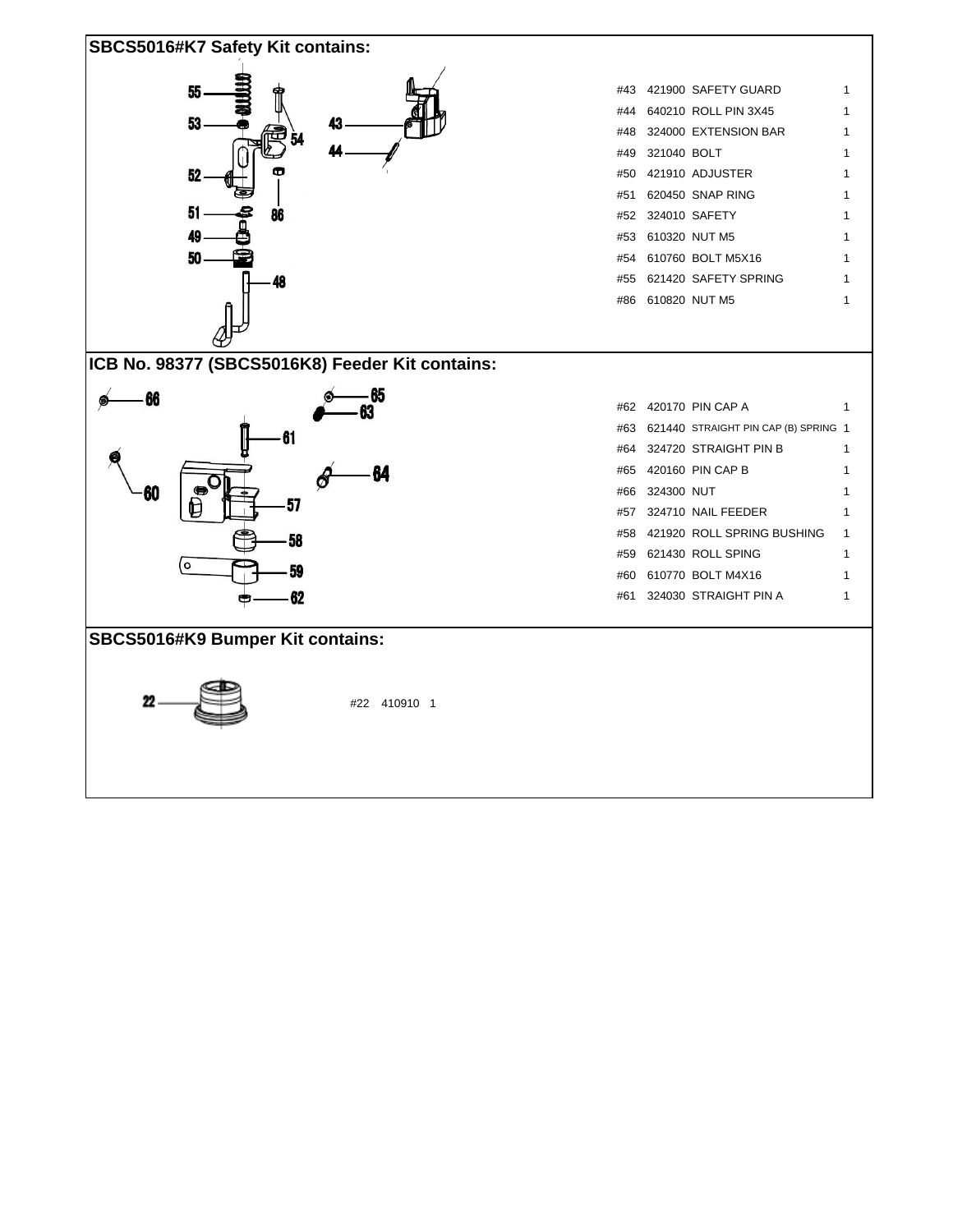## SBCS5016#K7 Safety Kit contains:

| | | | |
|---|---|---|---|
| #43 | 421900 | SAFETY GUARD | 1 |
| #44 | 640210 | ROLL PIN 3X45 | 1 |
| #48 | 324000 | EXTENSION BAR | 1 |
| #49 | 321040 | BOLT | 1 |
| #50 | 421910 | ADJUSTER | 1 |
| #51 | 620450 | SNAP RING | 1 |
| #52 | 324010 | SAFETY | 1 |
| #53 | 610320 | NUT M5 | 1 |
| #54 | 610760 | BOLT M5X16 | 1 |
| #55 | 621420 | SAFETY SPRING | 1 |
| #86 | 610820 | NUT M5 | 1 |

## ICB No. 98377 (SBCS5016K8) Feeder Kit contains:

| | | | |
|---|---|---|---|
| #62 | 420170 | PIN CAP A | 1 |
| #63 | 621440 | STRAIGHT PIN CAP (B) SPRING | 1 |
| #64 | 324720 | STRAIGHT PIN B | 1 |
| #65 | 420160 | PIN CAP B | 1 |
| #66 | 324300 | NUT | 1 |
| #57 | 324710 | NAIL FEEDER | 1 |
| #58 | 421920 | ROLL SPRING BUSHING | 1 |
| #59 | 621430 | ROLL SPING | 1 |
| #60 | 610770 | BOLT M4X16 | 1 |
| #61 | 324030 | STRAIGHT PIN A | 1 |

## SBCS5016#K9 Bumper Kit contains:

#22 410910 1